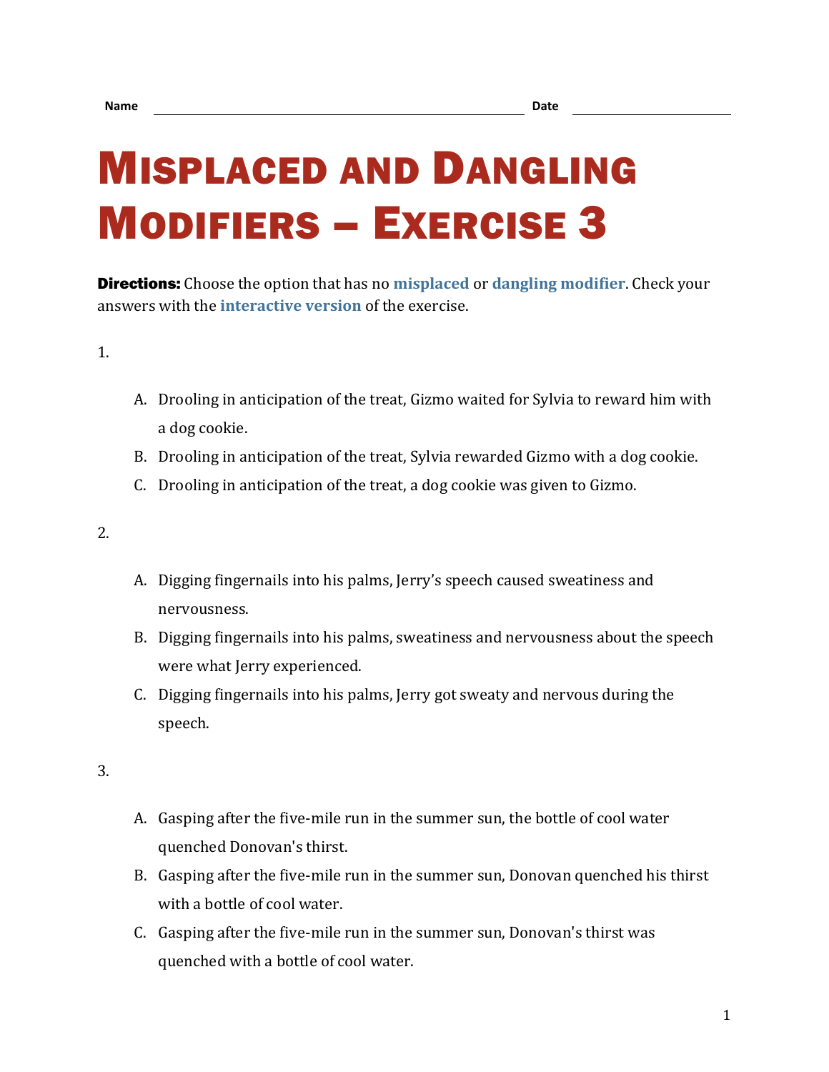Name \_\_\_\_\_\_\_\_\_\_\_\_\_\_\_\_\_\_\_\_\_\_\_\_\_\_\_\_\_\_\_\_\_\_\_\_\_\_\_\_ Date \_\_\_\_\_\_\_\_\_\_\_\_\_\_\_\_\_\_\_\_

# Misplaced and Dangling Modifiers – Exercise 3

**Directions:** Choose the option that has no **misplaced** or **dangling modifier**. Check your answers with the **interactive version** of the exercise.

1.

   A. Drooling in anticipation of the treat, Gizmo waited for Sylvia to reward him with a dog cookie.
   B. Drooling in anticipation of the treat, Sylvia rewarded Gizmo with a dog cookie.
   C. Drooling in anticipation of the treat, a dog cookie was given to Gizmo.

2.

   A. Digging fingernails into his palms, Jerry's speech caused sweatiness and nervousness.
   B. Digging fingernails into his palms, sweatiness and nervousness about the speech were what Jerry experienced.
   C. Digging fingernails into his palms, Jerry got sweaty and nervous during the speech.

3.

   A. Gasping after the five-mile run in the summer sun, the bottle of cool water quenched Donovan's thirst.
   B. Gasping after the five-mile run in the summer sun, Donovan quenched his thirst with a bottle of cool water.
   C. Gasping after the five-mile run in the summer sun, Donovan's thirst was quenched with a bottle of cool water.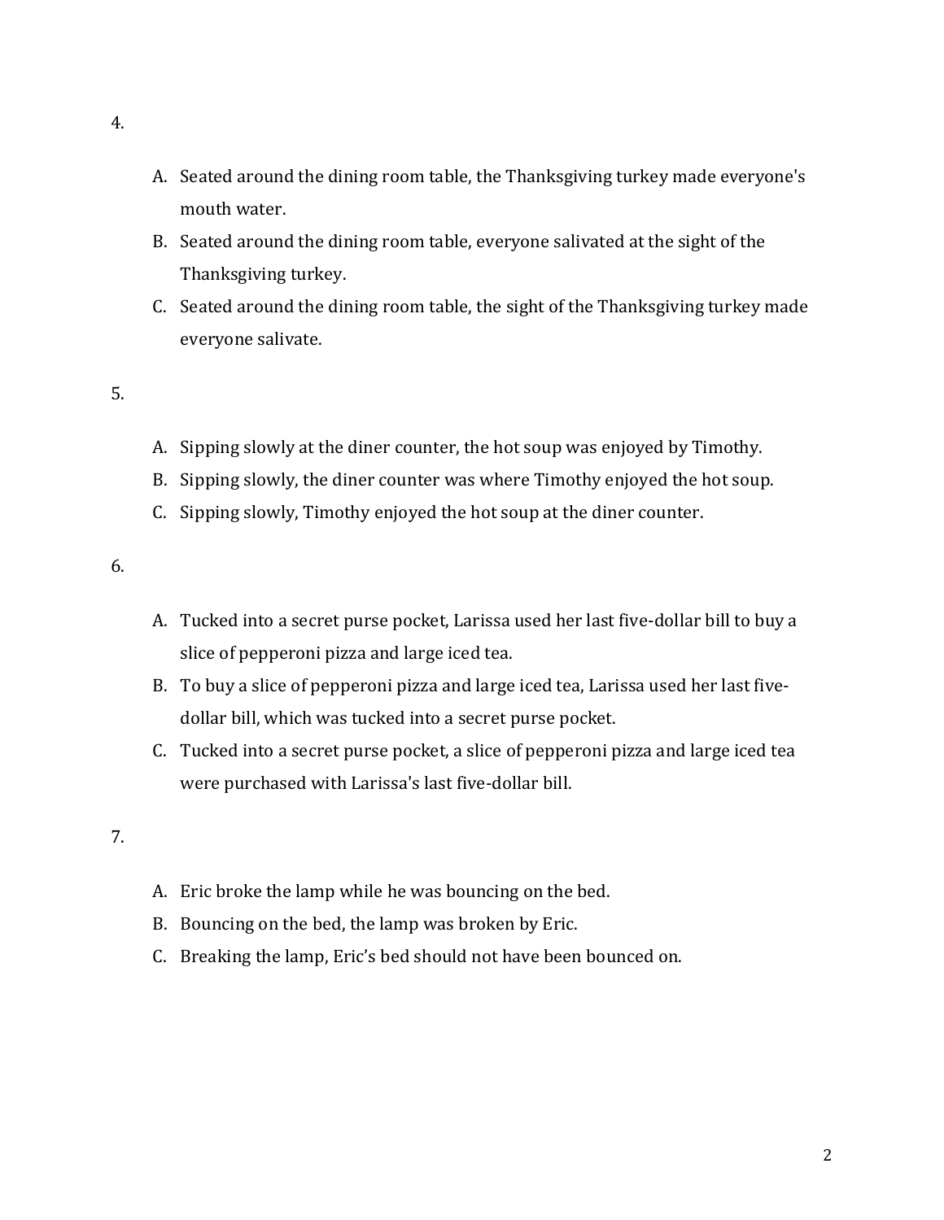4.

A. Seated around the dining room table, the Thanksgiving turkey made everyone's mouth water.
B. Seated around the dining room table, everyone salivated at the sight of the Thanksgiving turkey.
C. Seated around the dining room table, the sight of the Thanksgiving turkey made everyone salivate.

5.

A. Sipping slowly at the diner counter, the hot soup was enjoyed by Timothy.
B. Sipping slowly, the diner counter was where Timothy enjoyed the hot soup.
C. Sipping slowly, Timothy enjoyed the hot soup at the diner counter.

6.

A. Tucked into a secret purse pocket, Larissa used her last five-dollar bill to buy a slice of pepperoni pizza and large iced tea.
B. To buy a slice of pepperoni pizza and large iced tea, Larissa used her last five-dollar bill, which was tucked into a secret purse pocket.
C. Tucked into a secret purse pocket, a slice of pepperoni pizza and large iced tea were purchased with Larissa's last five-dollar bill.

7.

A. Eric broke the lamp while he was bouncing on the bed.
B. Bouncing on the bed, the lamp was broken by Eric.
C. Breaking the lamp, Eric's bed should not have been bounced on.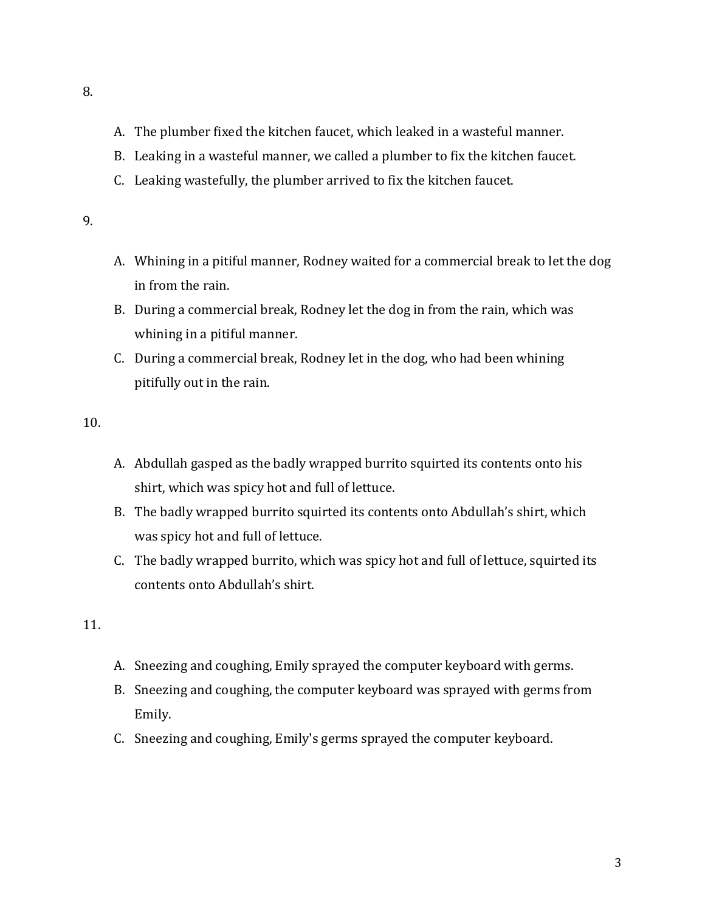8.

A. The plumber fixed the kitchen faucet, which leaked in a wasteful manner.
B. Leaking in a wasteful manner, we called a plumber to fix the kitchen faucet.
C. Leaking wastefully, the plumber arrived to fix the kitchen faucet.

9.

A. Whining in a pitiful manner, Rodney waited for a commercial break to let the dog in from the rain.
B. During a commercial break, Rodney let the dog in from the rain, which was whining in a pitiful manner.
C. During a commercial break, Rodney let in the dog, who had been whining pitifully out in the rain.

10.

A. Abdullah gasped as the badly wrapped burrito squirted its contents onto his shirt, which was spicy hot and full of lettuce.
B. The badly wrapped burrito squirted its contents onto Abdullah's shirt, which was spicy hot and full of lettuce.
C. The badly wrapped burrito, which was spicy hot and full of lettuce, squirted its contents onto Abdullah's shirt.

11.

A. Sneezing and coughing, Emily sprayed the computer keyboard with germs.
B. Sneezing and coughing, the computer keyboard was sprayed with germs from Emily.
C. Sneezing and coughing, Emily's germs sprayed the computer keyboard.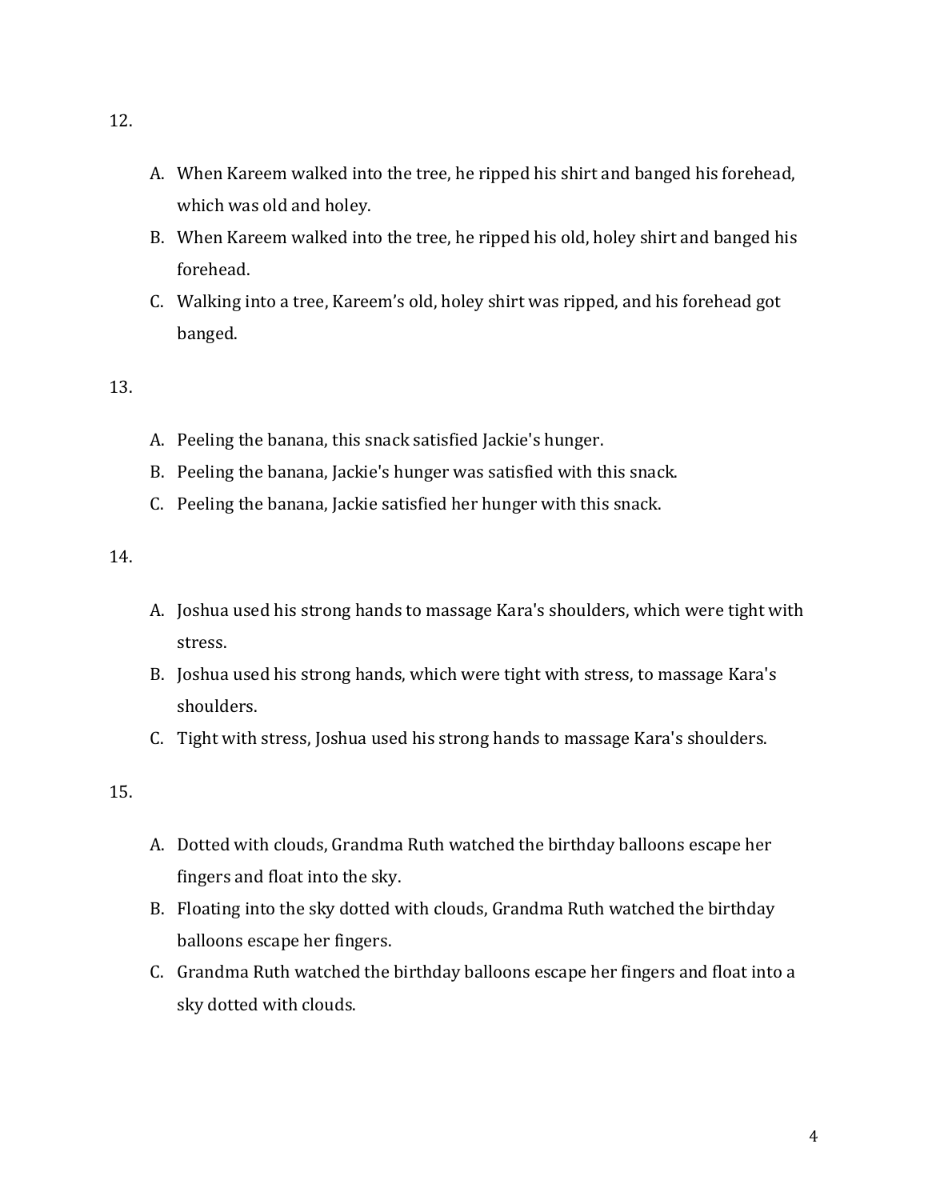12.

A. When Kareem walked into the tree, he ripped his shirt and banged his forehead, which was old and holey.
B. When Kareem walked into the tree, he ripped his old, holey shirt and banged his forehead.
C. Walking into a tree, Kareem's old, holey shirt was ripped, and his forehead got banged.

13.

A. Peeling the banana, this snack satisfied Jackie's hunger.
B. Peeling the banana, Jackie's hunger was satisfied with this snack.
C. Peeling the banana, Jackie satisfied her hunger with this snack.

14.

A. Joshua used his strong hands to massage Kara's shoulders, which were tight with stress.
B. Joshua used his strong hands, which were tight with stress, to massage Kara's shoulders.
C. Tight with stress, Joshua used his strong hands to massage Kara's shoulders.

15.

A. Dotted with clouds, Grandma Ruth watched the birthday balloons escape her fingers and float into the sky.
B. Floating into the sky dotted with clouds, Grandma Ruth watched the birthday balloons escape her fingers.
C. Grandma Ruth watched the birthday balloons escape her fingers and float into a sky dotted with clouds.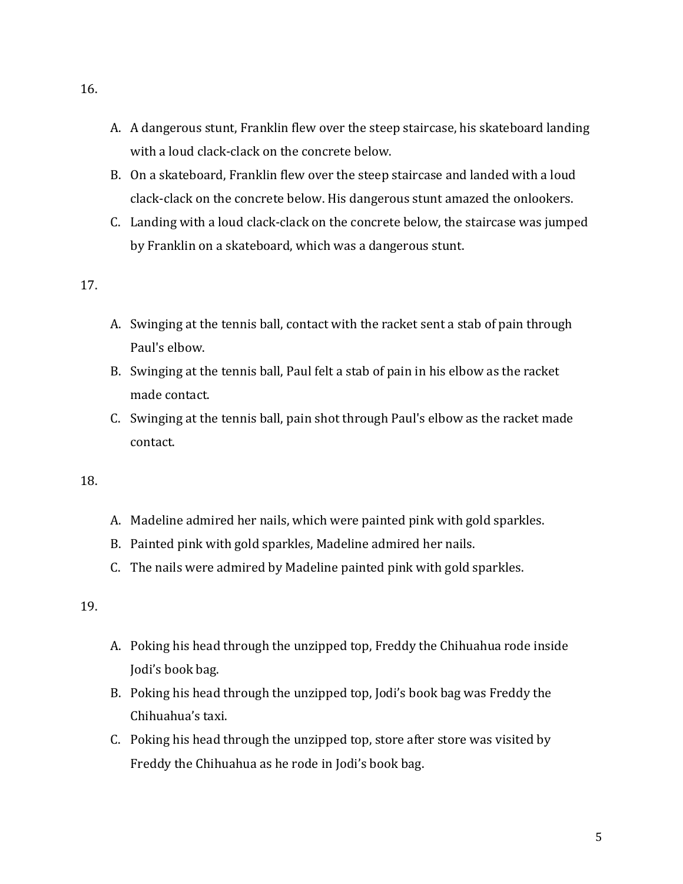16.

A. A dangerous stunt, Franklin flew over the steep staircase, his skateboard landing with a loud clack-clack on the concrete below.
B. On a skateboard, Franklin flew over the steep staircase and landed with a loud clack-clack on the concrete below. His dangerous stunt amazed the onlookers.
C. Landing with a loud clack-clack on the concrete below, the staircase was jumped by Franklin on a skateboard, which was a dangerous stunt.

17.

A. Swinging at the tennis ball, contact with the racket sent a stab of pain through Paul's elbow.
B. Swinging at the tennis ball, Paul felt a stab of pain in his elbow as the racket made contact.
C. Swinging at the tennis ball, pain shot through Paul's elbow as the racket made contact.

18.

A. Madeline admired her nails, which were painted pink with gold sparkles.
B. Painted pink with gold sparkles, Madeline admired her nails.
C. The nails were admired by Madeline painted pink with gold sparkles.

19.

A. Poking his head through the unzipped top, Freddy the Chihuahua rode inside Jodi's book bag.
B. Poking his head through the unzipped top, Jodi's book bag was Freddy the Chihuahua's taxi.
C. Poking his head through the unzipped top, store after store was visited by Freddy the Chihuahua as he rode in Jodi's book bag.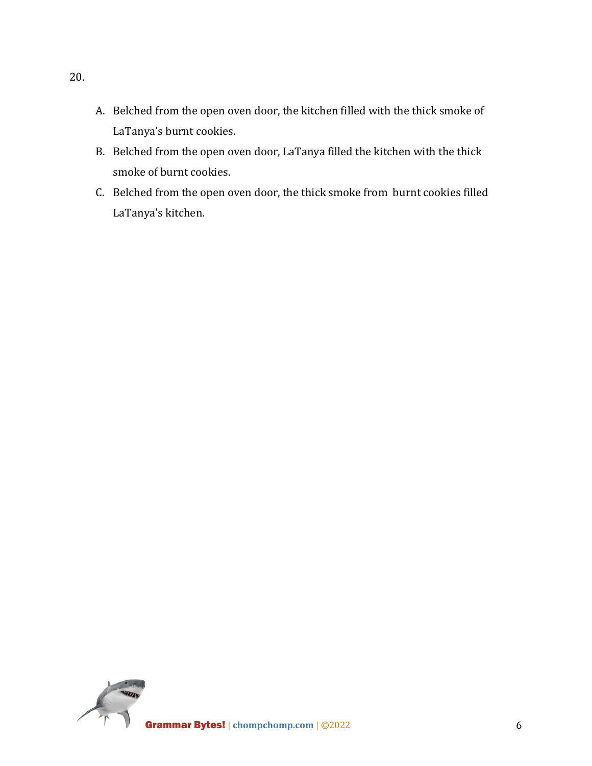20.

A. Belched from the open oven door, the kitchen filled with the thick smoke of LaTanya's burnt cookies.

B. Belched from the open oven door, LaTanya filled the kitchen with the thick smoke of burnt cookies.

C. Belched from the open oven door, the thick smoke from burnt cookies filled LaTanya's kitchen.